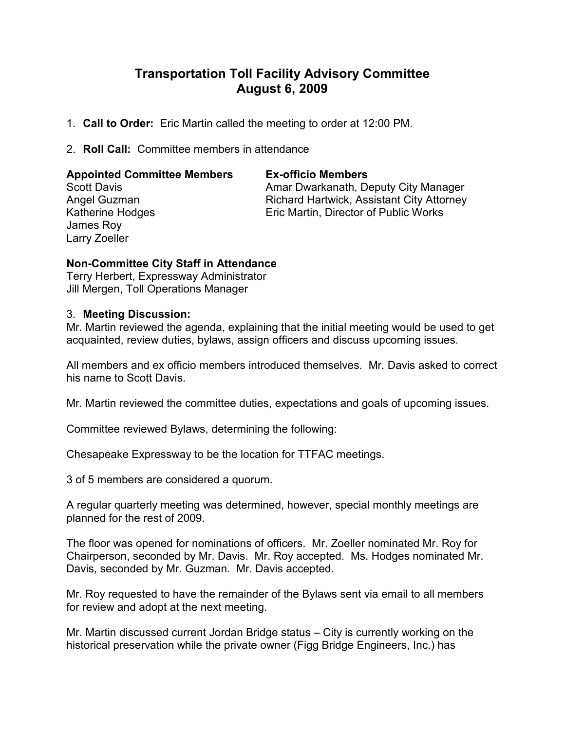# Transportation Toll Facility Advisory Committee
## August 6, 2009

1. **Call to Order:** Eric Martin called the meeting to order at 12:00 PM.

2. **Roll Call:** Committee members in attendance

| **Appointed Committee Members** | **Ex-officio Members** |
|---|---|
| Scott Davis | Amar Dwarkanath, Deputy City Manager |
| Angel Guzman | Richard Hartwick, Assistant City Attorney |
| Katherine Hodges | Eric Martin, Director of Public Works |
| James Roy | |
| Larry Zoeller | |

**Non-Committee City Staff in Attendance**
Terry Herbert, Expressway Administrator
Jill Mergen, Toll Operations Manager

3. **Meeting Discussion:**

Mr. Martin reviewed the agenda, explaining that the initial meeting would be used to get acquainted, review duties, bylaws, assign officers and discuss upcoming issues.

All members and ex officio members introduced themselves. Mr. Davis asked to correct his name to Scott Davis.

Mr. Martin reviewed the committee duties, expectations and goals of upcoming issues.

Committee reviewed Bylaws, determining the following:

Chesapeake Expressway to be the location for TTFAC meetings.

3 of 5 members are considered a quorum.

A regular quarterly meeting was determined, however, special monthly meetings are planned for the rest of 2009.

The floor was opened for nominations of officers. Mr. Zoeller nominated Mr. Roy for Chairperson, seconded by Mr. Davis. Mr. Roy accepted. Ms. Hodges nominated Mr. Davis, seconded by Mr. Guzman. Mr. Davis accepted.

Mr. Roy requested to have the remainder of the Bylaws sent via email to all members for review and adopt at the next meeting.

Mr. Martin discussed current Jordan Bridge status – City is currently working on the historical preservation while the private owner (Figg Bridge Engineers, Inc.) has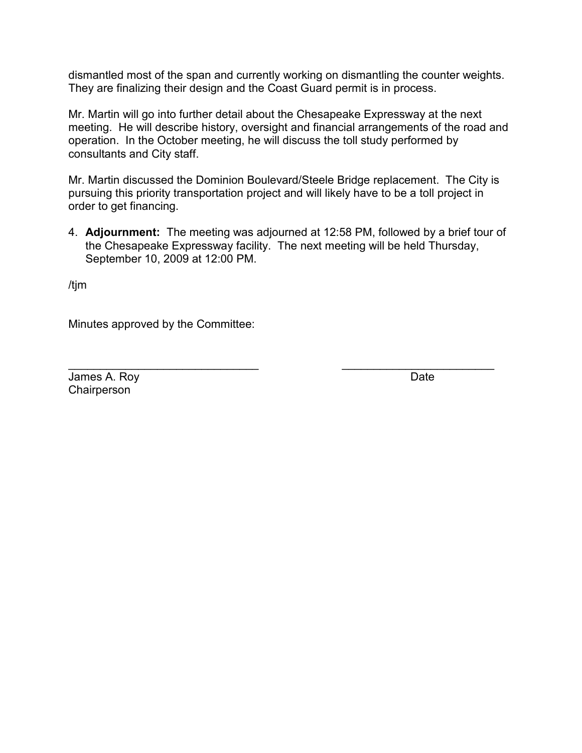dismantled most of the span and currently working on dismantling the counter weights. They are finalizing their design and the Coast Guard permit is in process.

Mr. Martin will go into further detail about the Chesapeake Expressway at the next meeting. He will describe history, oversight and financial arrangements of the road and operation. In the October meeting, he will discuss the toll study performed by consultants and City staff.

Mr. Martin discussed the Dominion Boulevard/Steele Bridge replacement. The City is pursuing this priority transportation project and will likely have to be a toll project in order to get financing.

4. **Adjournment:** The meeting was adjourned at 12:58 PM, followed by a brief tour of the Chesapeake Expressway facility. The next meeting will be held Thursday, September 10, 2009 at 12:00 PM.

/tjm

Minutes approved by the Committee:

_______________________________ _________________________

James A. Roy Date

Chairperson